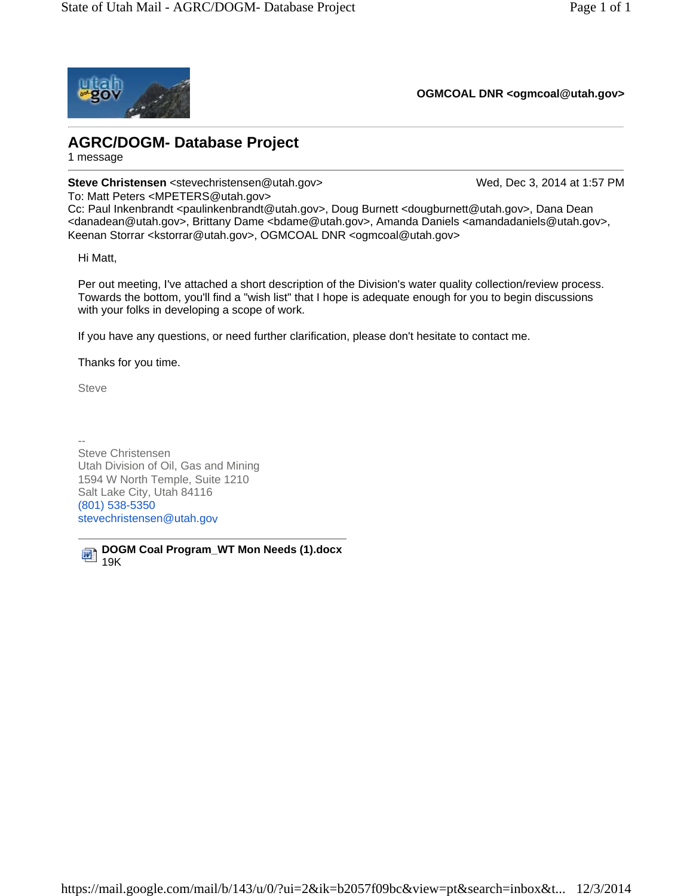**OGMCOAL DNR <ogmcoal@utah.gov>**

---

# AGRC/DOGM- Database Project

1 message

---

**Steve Christensen** <stevechristensen@utah.gov> Wed, Dec 3, 2014 at 1:57 PM
To: Matt Peters <MPETERS@utah.gov>
Cc: Paul Inkenbrandt <paulinkenbrandt@utah.gov>, Doug Burnett <dougburnett@utah.gov>, Dana Dean <danadean@utah.gov>, Brittany Dame <bdame@utah.gov>, Amanda Daniels <amandadaniels@utah.gov>, Keenan Storrar <kstorrar@utah.gov>, OGMCOAL DNR <ogmcoal@utah.gov>

Hi Matt,

Per out meeting, I've attached a short description of the Division's water quality collection/review process. Towards the bottom, you'll find a "wish list" that I hope is adequate enough for you to begin discussions with your folks in developing a scope of work.

If you have any questions, or need further clarification, please don't hesitate to contact me.

Thanks for you time.

Steve

--
Steve Christensen
Utah Division of Oil, Gas and Mining
1594 W North Temple, Suite 1210
Salt Lake City, Utah 84116
(801) 538-5350
stevechristensen@utah.gov

---

**DOGM Coal Program_WT Mon Needs (1).docx**
19K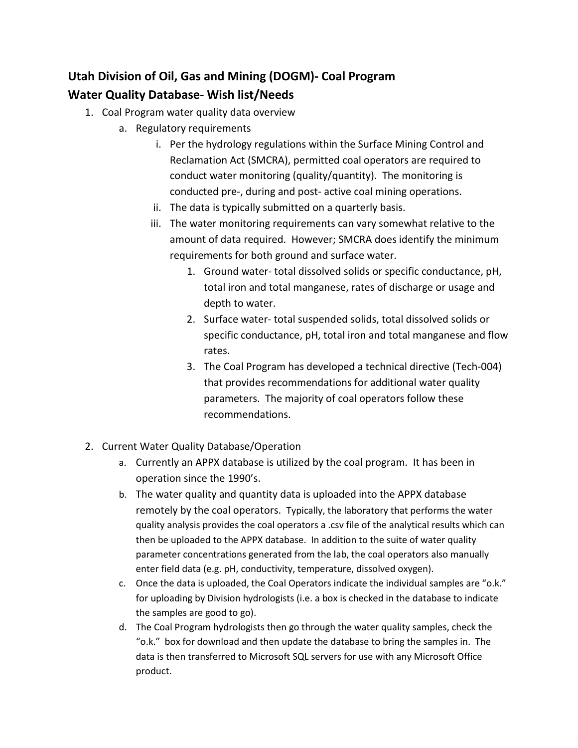## Utah Division of Oil, Gas and Mining (DOGM)- Coal Program

## Water Quality Database- Wish list/Needs

1. Coal Program water quality data overview
   a. Regulatory requirements
      i. Per the hydrology regulations within the Surface Mining Control and Reclamation Act (SMCRA), permitted coal operators are required to conduct water monitoring (quality/quantity). The monitoring is conducted pre-, during and post- active coal mining operations.
      ii. The data is typically submitted on a quarterly basis.
      iii. The water monitoring requirements can vary somewhat relative to the amount of data required. However; SMCRA does identify the minimum requirements for both ground and surface water.
         1. Ground water- total dissolved solids or specific conductance, pH, total iron and total manganese, rates of discharge or usage and depth to water.
         2. Surface water- total suspended solids, total dissolved solids or specific conductance, pH, total iron and total manganese and flow rates.
         3. The Coal Program has developed a technical directive (Tech-004) that provides recommendations for additional water quality parameters. The majority of coal operators follow these recommendations.

2. Current Water Quality Database/Operation
   a. Currently an APPX database is utilized by the coal program. It has been in operation since the 1990's.
   b. The water quality and quantity data is uploaded into the APPX database remotely by the coal operators. Typically, the laboratory that performs the water quality analysis provides the coal operators a .csv file of the analytical results which can then be uploaded to the APPX database. In addition to the suite of water quality parameter concentrations generated from the lab, the coal operators also manually enter field data (e.g. pH, conductivity, temperature, dissolved oxygen).
   c. Once the data is uploaded, the Coal Operators indicate the individual samples are "o.k." for uploading by Division hydrologists (i.e. a box is checked in the database to indicate the samples are good to go).
   d. The Coal Program hydrologists then go through the water quality samples, check the "o.k." box for download and then update the database to bring the samples in. The data is then transferred to Microsoft SQL servers for use with any Microsoft Office product.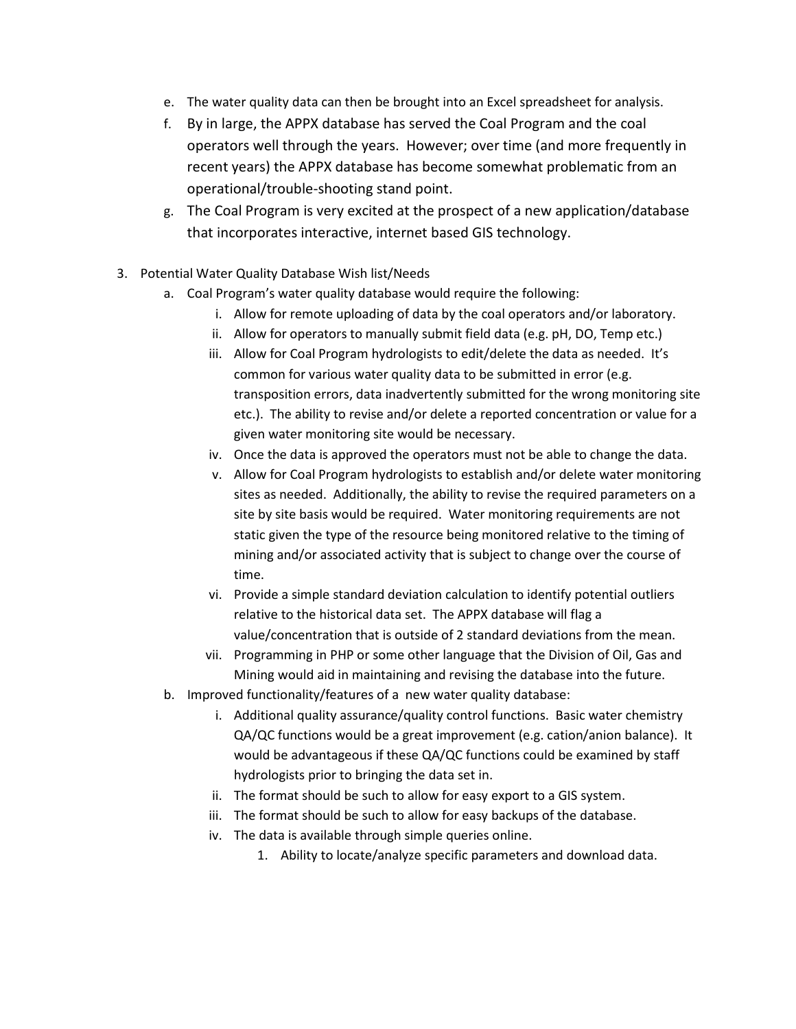e. The water quality data can then be brought into an Excel spreadsheet for analysis.

f. By in large, the APPX database has served the Coal Program and the coal operators well through the years. However; over time (and more frequently in recent years) the APPX database has become somewhat problematic from an operational/trouble-shooting stand point.

g. The Coal Program is very excited at the prospect of a new application/database that incorporates interactive, internet based GIS technology.

3. Potential Water Quality Database Wish list/Needs
   - a. Coal Program's water quality database would require the following:
     - i. Allow for remote uploading of data by the coal operators and/or laboratory.
     - ii. Allow for operators to manually submit field data (e.g. pH, DO, Temp etc.)
     - iii. Allow for Coal Program hydrologists to edit/delete the data as needed. It's common for various water quality data to be submitted in error (e.g. transposition errors, data inadvertently submitted for the wrong monitoring site etc.). The ability to revise and/or delete a reported concentration or value for a given water monitoring site would be necessary.
     - iv. Once the data is approved the operators must not be able to change the data.
     - v. Allow for Coal Program hydrologists to establish and/or delete water monitoring sites as needed. Additionally, the ability to revise the required parameters on a site by site basis would be required. Water monitoring requirements are not static given the type of the resource being monitored relative to the timing of mining and/or associated activity that is subject to change over the course of time.
     - vi. Provide a simple standard deviation calculation to identify potential outliers relative to the historical data set. The APPX database will flag a value/concentration that is outside of 2 standard deviations from the mean.
     - vii. Programming in PHP or some other language that the Division of Oil, Gas and Mining would aid in maintaining and revising the database into the future.
   - b. Improved functionality/features of a new water quality database:
     - i. Additional quality assurance/quality control functions. Basic water chemistry QA/QC functions would be a great improvement (e.g. cation/anion balance). It would be advantageous if these QA/QC functions could be examined by staff hydrologists prior to bringing the data set in.
     - ii. The format should be such to allow for easy export to a GIS system.
     - iii. The format should be such to allow for easy backups of the database.
     - iv. The data is available through simple queries online.
       1. Ability to locate/analyze specific parameters and download data.